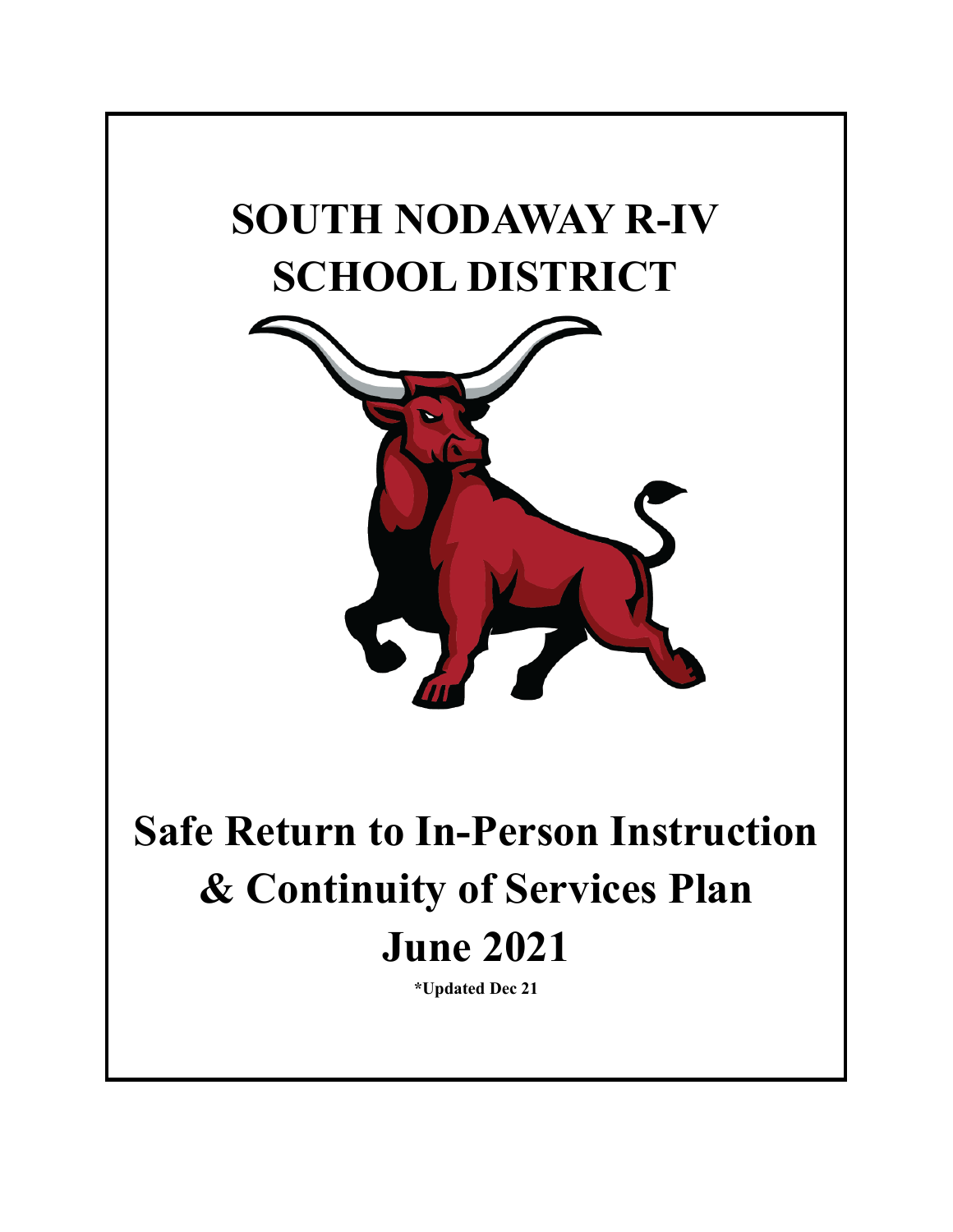# SOUTH NODAWAY R-IV SCHOOL DISTRICT

# Safe Return to In-Person Instruction & Continuity of Services Plan

## June 2021

**\*Updated Dec 21**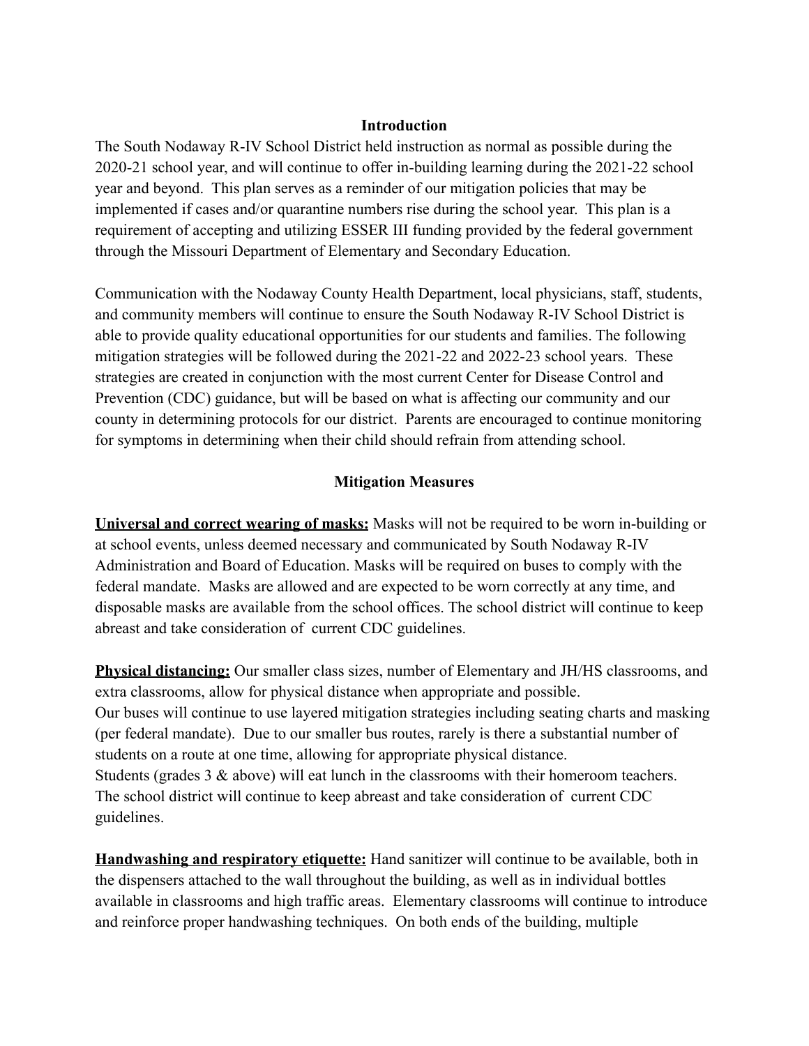## Introduction

The South Nodaway R-IV School District held instruction as normal as possible during the 2020-21 school year, and will continue to offer in-building learning during the 2021-22 school year and beyond. This plan serves as a reminder of our mitigation policies that may be implemented if cases and/or quarantine numbers rise during the school year. This plan is a requirement of accepting and utilizing ESSER III funding provided by the federal government through the Missouri Department of Elementary and Secondary Education.

Communication with the Nodaway County Health Department, local physicians, staff, students, and community members will continue to ensure the South Nodaway R-IV School District is able to provide quality educational opportunities for our students and families. The following mitigation strategies will be followed during the 2021-22 and 2022-23 school years. These strategies are created in conjunction with the most current Center for Disease Control and Prevention (CDC) guidance, but will be based on what is affecting our community and our county in determining protocols for our district. Parents are encouraged to continue monitoring for symptoms in determining when their child should refrain from attending school.

## Mitigation Measures

**Universal and correct wearing of masks:** Masks will not be required to be worn in-building or at school events, unless deemed necessary and communicated by South Nodaway R-IV Administration and Board of Education. Masks will be required on buses to comply with the federal mandate. Masks are allowed and are expected to be worn correctly at any time, and disposable masks are available from the school offices. The school district will continue to keep abreast and take consideration of current CDC guidelines.

**Physical distancing:** Our smaller class sizes, number of Elementary and JH/HS classrooms, and extra classrooms, allow for physical distance when appropriate and possible.
Our buses will continue to use layered mitigation strategies including seating charts and masking (per federal mandate). Due to our smaller bus routes, rarely is there a substantial number of students on a route at one time, allowing for appropriate physical distance.
Students (grades 3 & above) will eat lunch in the classrooms with their homeroom teachers. The school district will continue to keep abreast and take consideration of current CDC guidelines.

**Handwashing and respiratory etiquette:** Hand sanitizer will continue to be available, both in the dispensers attached to the wall throughout the building, as well as in individual bottles available in classrooms and high traffic areas. Elementary classrooms will continue to introduce and reinforce proper handwashing techniques. On both ends of the building, multiple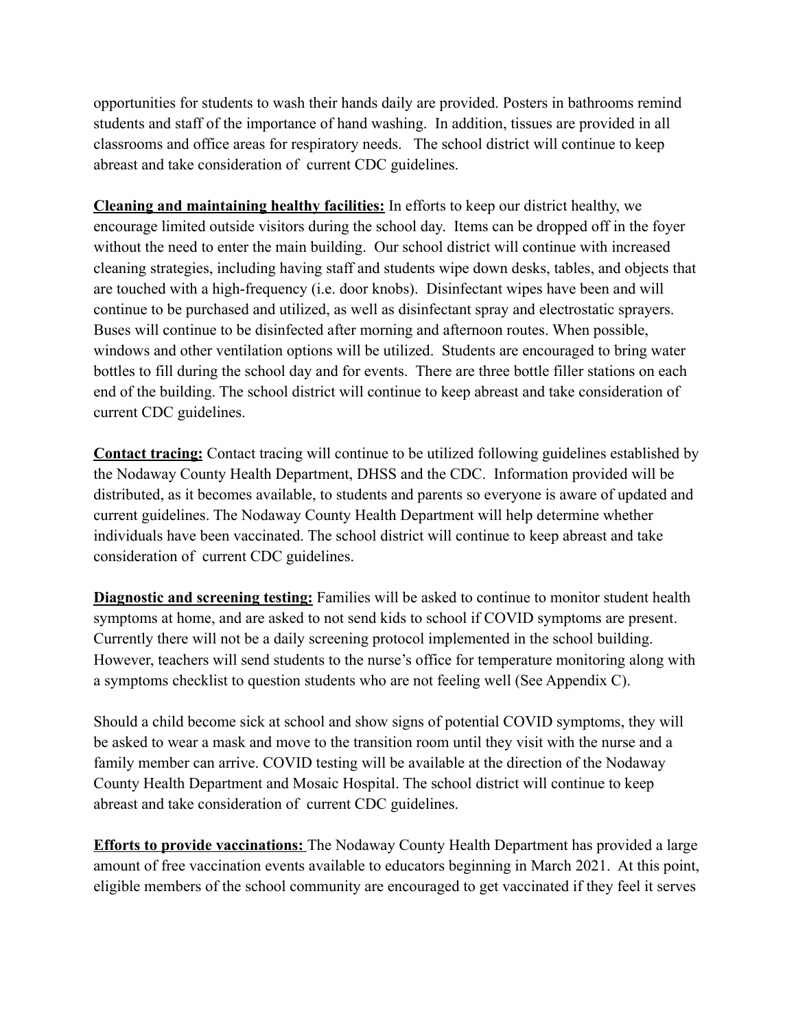opportunities for students to wash their hands daily are provided. Posters in bathrooms remind students and staff of the importance of hand washing. In addition, tissues are provided in all classrooms and office areas for respiratory needs. The school district will continue to keep abreast and take consideration of current CDC guidelines.

**Cleaning and maintaining healthy facilities:** In efforts to keep our district healthy, we encourage limited outside visitors during the school day. Items can be dropped off in the foyer without the need to enter the main building. Our school district will continue with increased cleaning strategies, including having staff and students wipe down desks, tables, and objects that are touched with a high-frequency (i.e. door knobs). Disinfectant wipes have been and will continue to be purchased and utilized, as well as disinfectant spray and electrostatic sprayers. Buses will continue to be disinfected after morning and afternoon routes. When possible, windows and other ventilation options will be utilized. Students are encouraged to bring water bottles to fill during the school day and for events. There are three bottle filler stations on each end of the building. The school district will continue to keep abreast and take consideration of current CDC guidelines.

**Contact tracing:** Contact tracing will continue to be utilized following guidelines established by the Nodaway County Health Department, DHSS and the CDC. Information provided will be distributed, as it becomes available, to students and parents so everyone is aware of updated and current guidelines. The Nodaway County Health Department will help determine whether individuals have been vaccinated. The school district will continue to keep abreast and take consideration of current CDC guidelines.

**Diagnostic and screening testing:** Families will be asked to continue to monitor student health symptoms at home, and are asked to not send kids to school if COVID symptoms are present. Currently there will not be a daily screening protocol implemented in the school building. However, teachers will send students to the nurse's office for temperature monitoring along with a symptoms checklist to question students who are not feeling well (See Appendix C).

Should a child become sick at school and show signs of potential COVID symptoms, they will be asked to wear a mask and move to the transition room until they visit with the nurse and a family member can arrive. COVID testing will be available at the direction of the Nodaway County Health Department and Mosaic Hospital. The school district will continue to keep abreast and take consideration of current CDC guidelines.

**Efforts to provide vaccinations:** The Nodaway County Health Department has provided a large amount of free vaccination events available to educators beginning in March 2021. At this point, eligible members of the school community are encouraged to get vaccinated if they feel it serves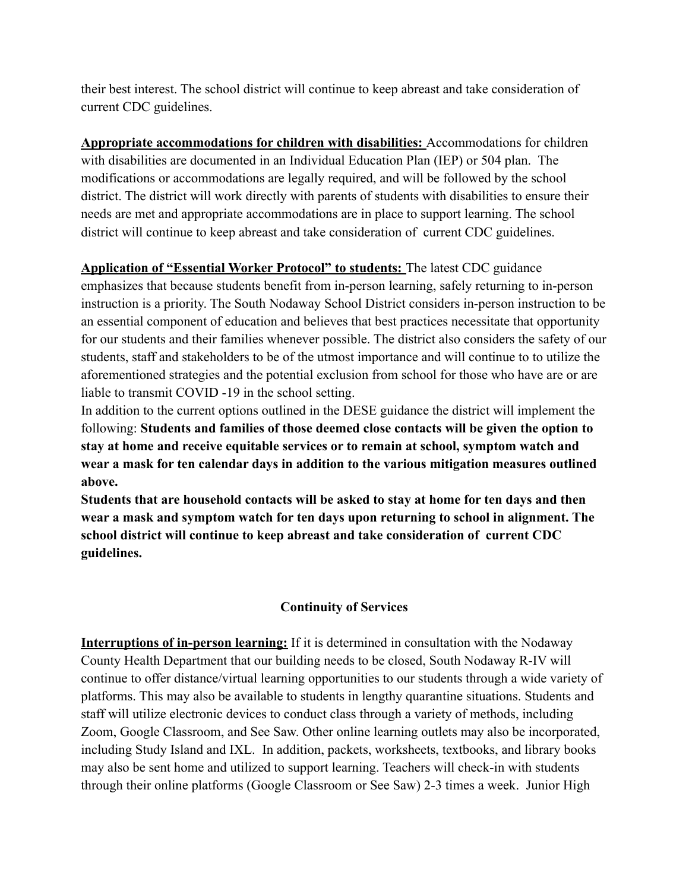their best interest. The school district will continue to keep abreast and take consideration of current CDC guidelines.

**Appropriate accommodations for children with disabilities:** Accommodations for children with disabilities are documented in an Individual Education Plan (IEP) or 504 plan. The modifications or accommodations are legally required, and will be followed by the school district. The district will work directly with parents of students with disabilities to ensure their needs are met and appropriate accommodations are in place to support learning. The school district will continue to keep abreast and take consideration of current CDC guidelines.

**Application of "Essential Worker Protocol" to students:** The latest CDC guidance emphasizes that because students benefit from in-person learning, safely returning to in-person instruction is a priority. The South Nodaway School District considers in-person instruction to be an essential component of education and believes that best practices necessitate that opportunity for our students and their families whenever possible. The district also considers the safety of our students, staff and stakeholders to be of the utmost importance and will continue to to utilize the aforementioned strategies and the potential exclusion from school for those who have are or are liable to transmit COVID -19 in the school setting.

In addition to the current options outlined in the DESE guidance the district will implement the following: **Students and families of those deemed close contacts will be given the option to stay at home and receive equitable services or to remain at school, symptom watch and wear a mask for ten calendar days in addition to the various mitigation measures outlined above.**

**Students that are household contacts will be asked to stay at home for ten days and then wear a mask and symptom watch for ten days upon returning to school in alignment. The school district will continue to keep abreast and take consideration of current CDC guidelines.**

## Continuity of Services

**Interruptions of in-person learning:** If it is determined in consultation with the Nodaway County Health Department that our building needs to be closed, South Nodaway R-IV will continue to offer distance/virtual learning opportunities to our students through a wide variety of platforms. This may also be available to students in lengthy quarantine situations. Students and staff will utilize electronic devices to conduct class through a variety of methods, including Zoom, Google Classroom, and See Saw. Other online learning outlets may also be incorporated, including Study Island and IXL. In addition, packets, worksheets, textbooks, and library books may also be sent home and utilized to support learning. Teachers will check-in with students through their online platforms (Google Classroom or See Saw) 2-3 times a week. Junior High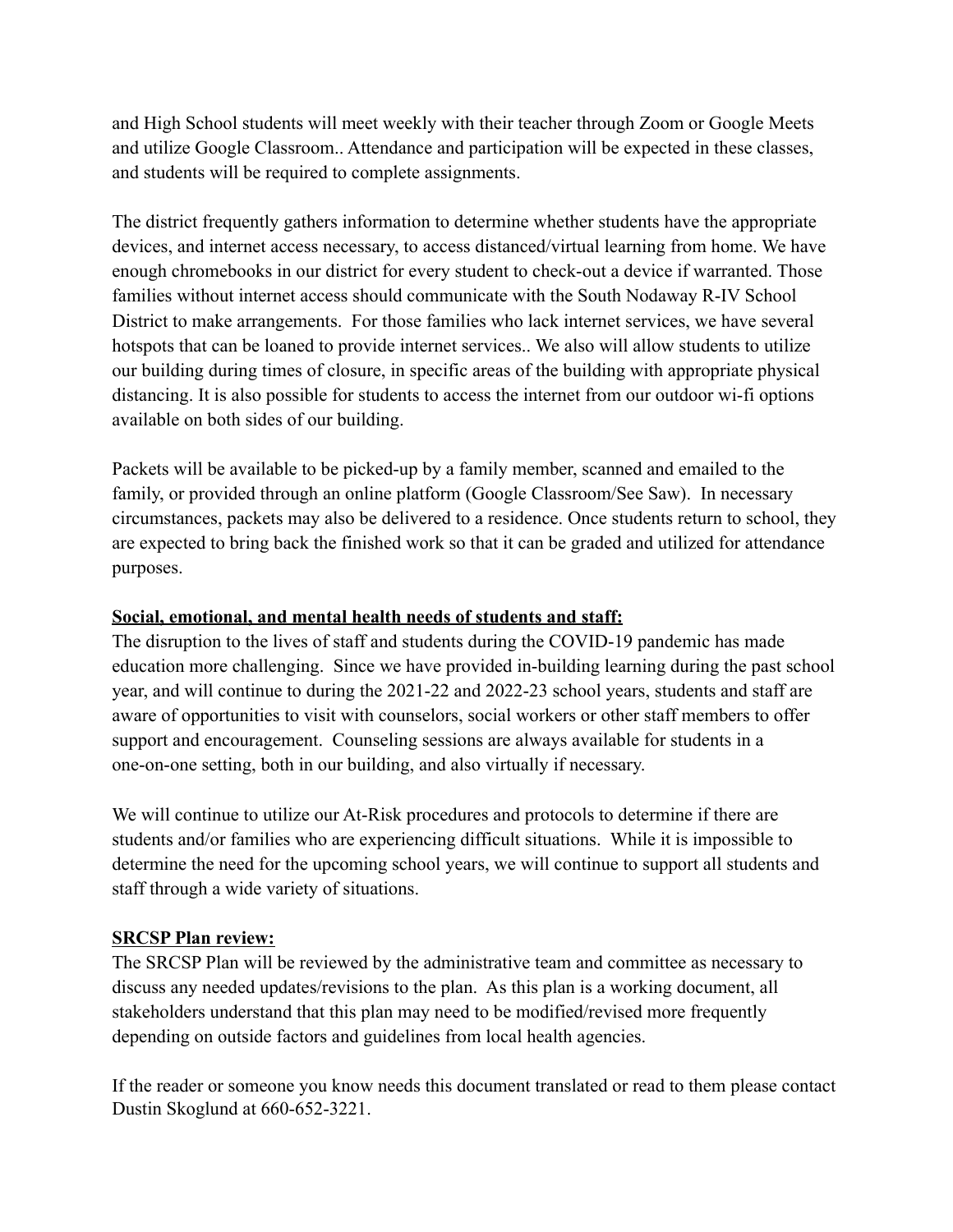and High School students will meet weekly with their teacher through Zoom or Google Meets and utilize Google Classroom.. Attendance and participation will be expected in these classes, and students will be required to complete assignments.

The district frequently gathers information to determine whether students have the appropriate devices, and internet access necessary, to access distanced/virtual learning from home. We have enough chromebooks in our district for every student to check-out a device if warranted. Those families without internet access should communicate with the South Nodaway R-IV School District to make arrangements. For those families who lack internet services, we have several hotspots that can be loaned to provide internet services.. We also will allow students to utilize our building during times of closure, in specific areas of the building with appropriate physical distancing. It is also possible for students to access the internet from our outdoor wi-fi options available on both sides of our building.

Packets will be available to be picked-up by a family member, scanned and emailed to the family, or provided through an online platform (Google Classroom/See Saw). In necessary circumstances, packets may also be delivered to a residence. Once students return to school, they are expected to bring back the finished work so that it can be graded and utilized for attendance purposes.

**Social, emotional, and mental health needs of students and staff:**

The disruption to the lives of staff and students during the COVID-19 pandemic has made education more challenging. Since we have provided in-building learning during the past school year, and will continue to during the 2021-22 and 2022-23 school years, students and staff are aware of opportunities to visit with counselors, social workers or other staff members to offer support and encouragement. Counseling sessions are always available for students in a one-on-one setting, both in our building, and also virtually if necessary.

We will continue to utilize our At-Risk procedures and protocols to determine if there are students and/or families who are experiencing difficult situations. While it is impossible to determine the need for the upcoming school years, we will continue to support all students and staff through a wide variety of situations.

**SRCSP Plan review:**

The SRCSP Plan will be reviewed by the administrative team and committee as necessary to discuss any needed updates/revisions to the plan. As this plan is a working document, all stakeholders understand that this plan may need to be modified/revised more frequently depending on outside factors and guidelines from local health agencies.

If the reader or someone you know needs this document translated or read to them please contact Dustin Skoglund at 660-652-3221.